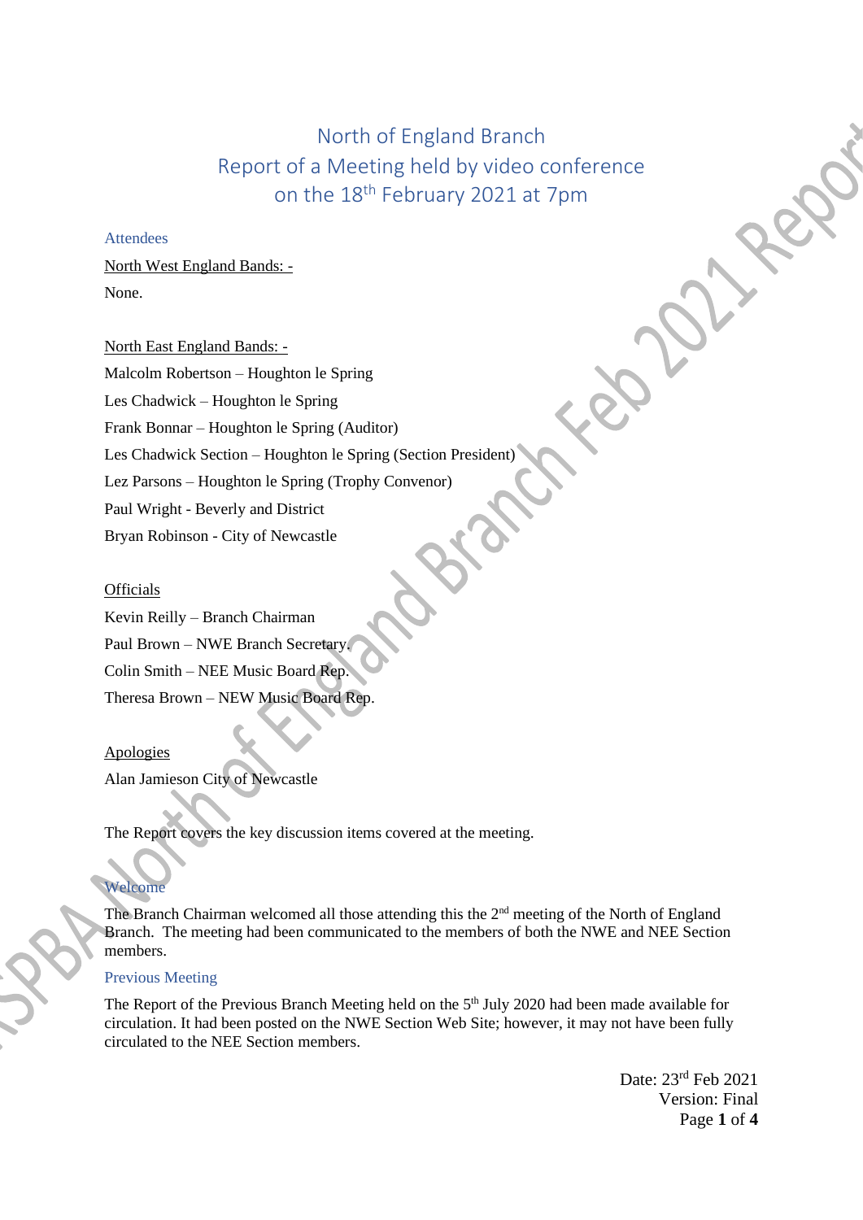# North of England Branch
# Report of a Meeting held by video conference on the 18th February 2021 at 7pm

## Attendees

North West England Bands: -

None.

North East England Bands: -

Malcolm Robertson – Houghton le Spring

Les Chadwick – Houghton le Spring

Frank Bonnar – Houghton le Spring (Auditor)

Les Chadwick Section – Houghton le Spring (Section President)

Lez Parsons – Houghton le Spring (Trophy Convenor)

Paul Wright - Beverly and District

Bryan Robinson - City of Newcastle

Officials

Kevin Reilly – Branch Chairman

Paul Brown – NWE Branch Secretary.

Colin Smith – NEE Music Board Rep.

Theresa Brown – NEW Music Board Rep.

Apologies

Alan Jamieson City of Newcastle

The Report covers the key discussion items covered at the meeting.

## Welcome

The Branch Chairman welcomed all those attending this the 2nd meeting of the North of England Branch. The meeting had been communicated to the members of both the NWE and NEE Section members.

## Previous Meeting

The Report of the Previous Branch Meeting held on the 5th July 2020 had been made available for circulation. It had been posted on the NWE Section Web Site; however, it may not have been fully circulated to the NEE Section members.

Date: 23rd Feb 2021
Version: Final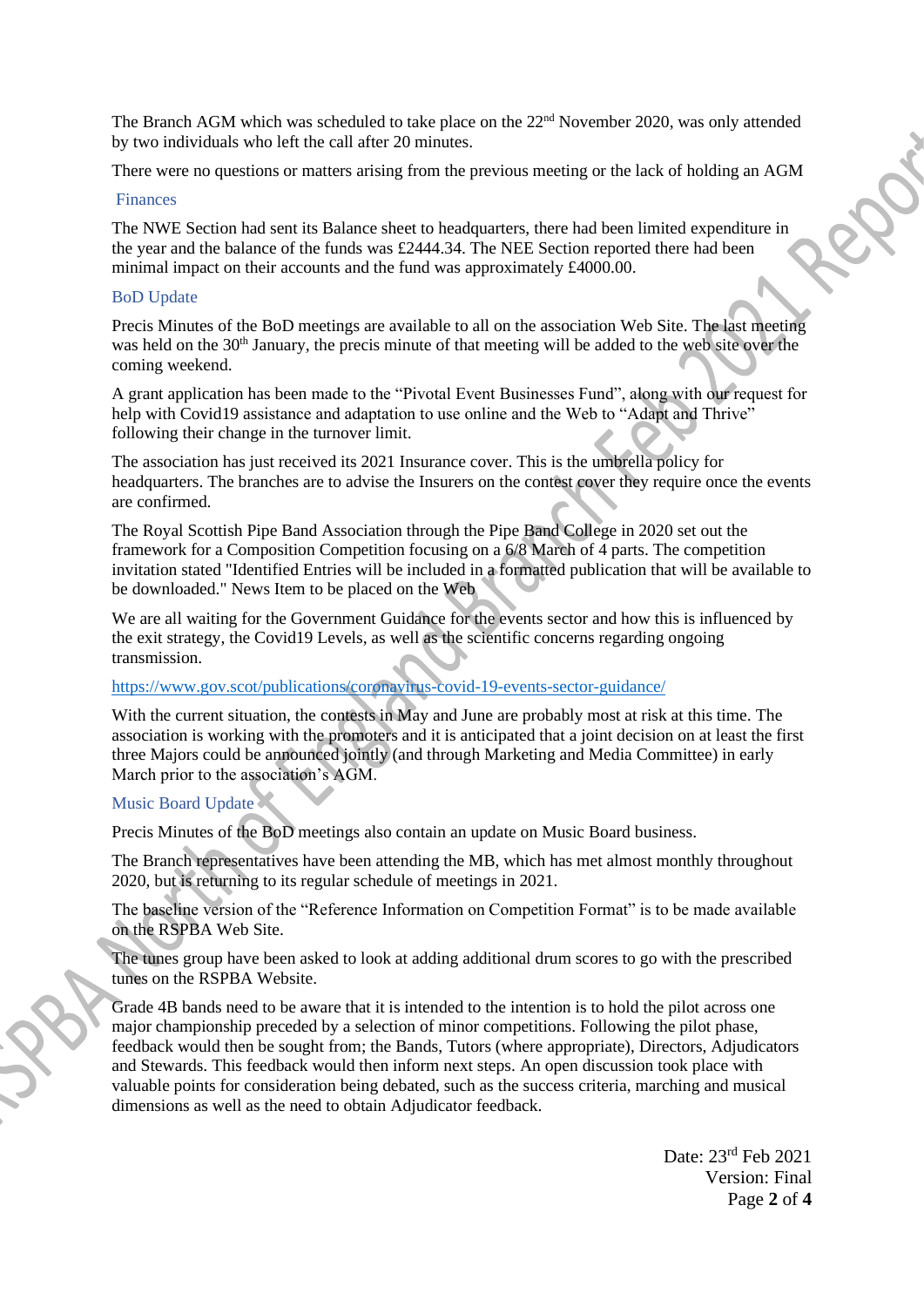The Branch AGM which was scheduled to take place on the 22nd November 2020, was only attended by two individuals who left the call after 20 minutes.

There were no questions or matters arising from the previous meeting or the lack of holding an AGM

## Finances

The NWE Section had sent its Balance sheet to headquarters, there had been limited expenditure in the year and the balance of the funds was £2444.34. The NEE Section reported there had been minimal impact on their accounts and the fund was approximately £4000.00.

## BoD Update

Precis Minutes of the BoD meetings are available to all on the association Web Site. The last meeting was held on the 30th January, the precis minute of that meeting will be added to the web site over the coming weekend.

A grant application has been made to the "Pivotal Event Businesses Fund", along with our request for help with Covid19 assistance and adaptation to use online and the Web to "Adapt and Thrive" following their change in the turnover limit.

The association has just received its 2021 Insurance cover. This is the umbrella policy for headquarters. The branches are to advise the Insurers on the contest cover they require once the events are confirmed.

The Royal Scottish Pipe Band Association through the Pipe Band College in 2020 set out the framework for a Composition Competition focusing on a 6/8 March of 4 parts. The competition invitation stated "Identified Entries will be included in a formatted publication that will be available to be downloaded." News Item to be placed on the Web

We are all waiting for the Government Guidance for the events sector and how this is influenced by the exit strategy, the Covid19 Levels, as well as the scientific concerns regarding ongoing transmission.

https://www.gov.scot/publications/coronavirus-covid-19-events-sector-guidance/

With the current situation, the contests in May and June are probably most at risk at this time. The association is working with the promoters and it is anticipated that a joint decision on at least the first three Majors could be announced jointly (and through Marketing and Media Committee) in early March prior to the association's AGM.

## Music Board Update

Precis Minutes of the BoD meetings also contain an update on Music Board business.

The Branch representatives have been attending the MB, which has met almost monthly throughout 2020, but is returning to its regular schedule of meetings in 2021.

The baseline version of the "Reference Information on Competition Format" is to be made available on the RSPBA Web Site.

The tunes group have been asked to look at adding additional drum scores to go with the prescribed tunes on the RSPBA Website.

Grade 4B bands need to be aware that it is intended to the intention is to hold the pilot across one major championship preceded by a selection of minor competitions. Following the pilot phase, feedback would then be sought from; the Bands, Tutors (where appropriate), Directors, Adjudicators and Stewards. This feedback would then inform next steps. An open discussion took place with valuable points for consideration being debated, such as the success criteria, marching and musical dimensions as well as the need to obtain Adjudicator feedback.

Date: 23rd Feb 2021
Version: Final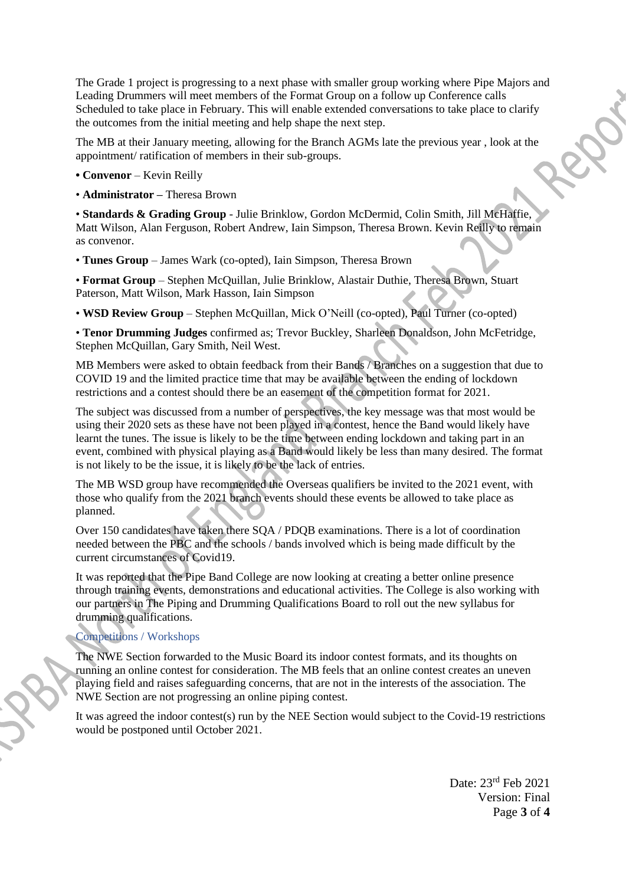The Grade 1 project is progressing to a next phase with smaller group working where Pipe Majors and Leading Drummers will meet members of the Format Group on a follow up Conference calls Scheduled to take place in February. This will enable extended conversations to take place to clarify the outcomes from the initial meeting and help shape the next step.

The MB at their January meeting, allowing for the Branch AGMs late the previous year , look at the appointment/ ratification of members in their sub-groups.

- **Convenor** – Kevin Reilly
- **Administrator –** Theresa Brown
- **Standards & Grading Group** - Julie Brinklow, Gordon McDermid, Colin Smith, Jill McHaffie, Matt Wilson, Alan Ferguson, Robert Andrew, Iain Simpson, Theresa Brown. Kevin Reilly to remain as convenor.
- **Tunes Group** – James Wark (co-opted), Iain Simpson, Theresa Brown
- **Format Group** – Stephen McQuillan, Julie Brinklow, Alastair Duthie, Theresa Brown, Stuart Paterson, Matt Wilson, Mark Hasson, Iain Simpson
- **WSD Review Group** – Stephen McQuillan, Mick O'Neill (co-opted), Paul Turner (co-opted)
- **Tenor Drumming Judges** confirmed as; Trevor Buckley, Sharleen Donaldson, John McFetridge, Stephen McQuillan, Gary Smith, Neil West.

MB Members were asked to obtain feedback from their Bands / Branches on a suggestion that due to COVID 19 and the limited practice time that may be available between the ending of lockdown restrictions and a contest should there be an easement of the competition format for 2021.

The subject was discussed from a number of perspectives, the key message was that most would be using their 2020 sets as these have not been played in a contest, hence the Band would likely have learnt the tunes. The issue is likely to be the time between ending lockdown and taking part in an event, combined with physical playing as a Band would likely be less than many desired. The format is not likely to be the issue, it is likely to be the lack of entries.

The MB WSD group have recommended the Overseas qualifiers be invited to the 2021 event, with those who qualify from the 2021 branch events should these events be allowed to take place as planned.

Over 150 candidates have taken there SQA / PDQB examinations. There is a lot of coordination needed between the PBC and the schools / bands involved which is being made difficult by the current circumstances of Covid19.

It was reported that the Pipe Band College are now looking at creating a better online presence through training events, demonstrations and educational activities. The College is also working with our partners in The Piping and Drumming Qualifications Board to roll out the new syllabus for drumming qualifications.

## Competitions / Workshops

The NWE Section forwarded to the Music Board its indoor contest formats, and its thoughts on running an online contest for consideration. The MB feels that an online contest creates an uneven playing field and raises safeguarding concerns, that are not in the interests of the association. The NWE Section are not progressing an online piping contest.

It was agreed the indoor contest(s) run by the NEE Section would subject to the Covid-19 restrictions would be postponed until October 2021.

Date: 23rd Feb 2021
Version: Final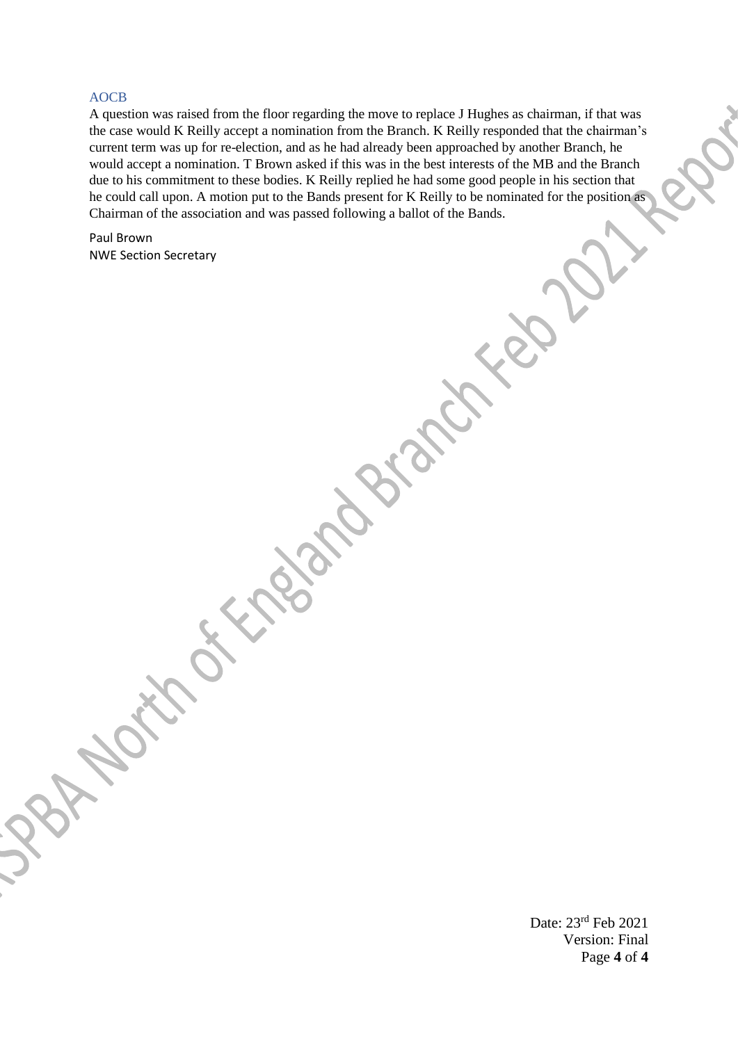## AOCB

A question was raised from the floor regarding the move to replace J Hughes as chairman, if that was the case would K Reilly accept a nomination from the Branch. K Reilly responded that the chairman's current term was up for re-election, and as he had already been approached by another Branch, he would accept a nomination. T Brown asked if this was in the best interests of the MB and the Branch due to his commitment to these bodies. K Reilly replied he had some good people in his section that he could call upon. A motion put to the Bands present for K Reilly to be nominated for the position as Chairman of the association and was passed following a ballot of the Bands.

Paul Brown
NWE Section Secretary

Date: 23rd Feb 2021
Version: Final